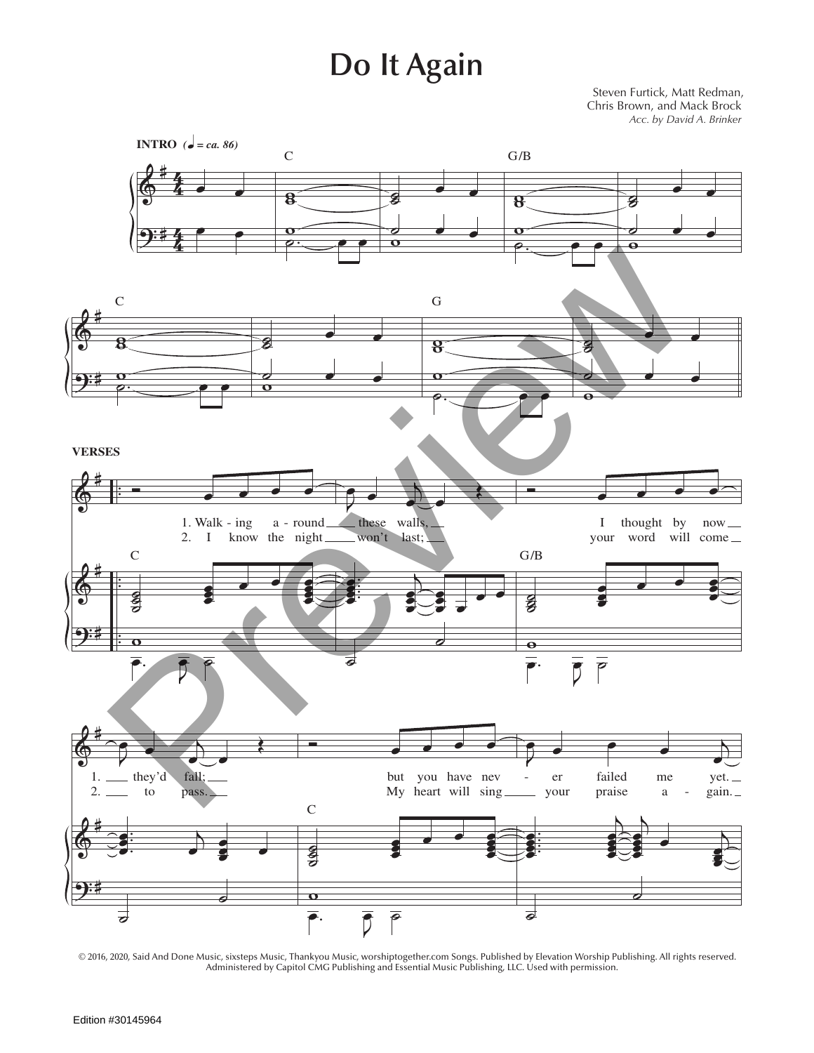# Do It Again

Steven Furtick, Matt Redman,
Chris Brown, and Mack Brock
*Acc. by David A. Brinker*

**INTRO** (♩ = ca. 86)

C G/B C G

**VERSES**

C G/B

1. Walk - ing a - round these walls, I thought by now
2. I know the night won't last; your word will come

C

1. they'd fall; but you have nev - er failed me yet.
2. to pass. My heart will sing your praise a - gain.

© 2016, 2020, Said And Done Music, sixsteps Music, Thankyou Music, worshiptogether.com Songs. Published by Elevation Worship Publishing. All rights reserved. Administered by Capitol CMG Publishing and Essential Music Publishing, LLC. Used with permission.

Edition #30145964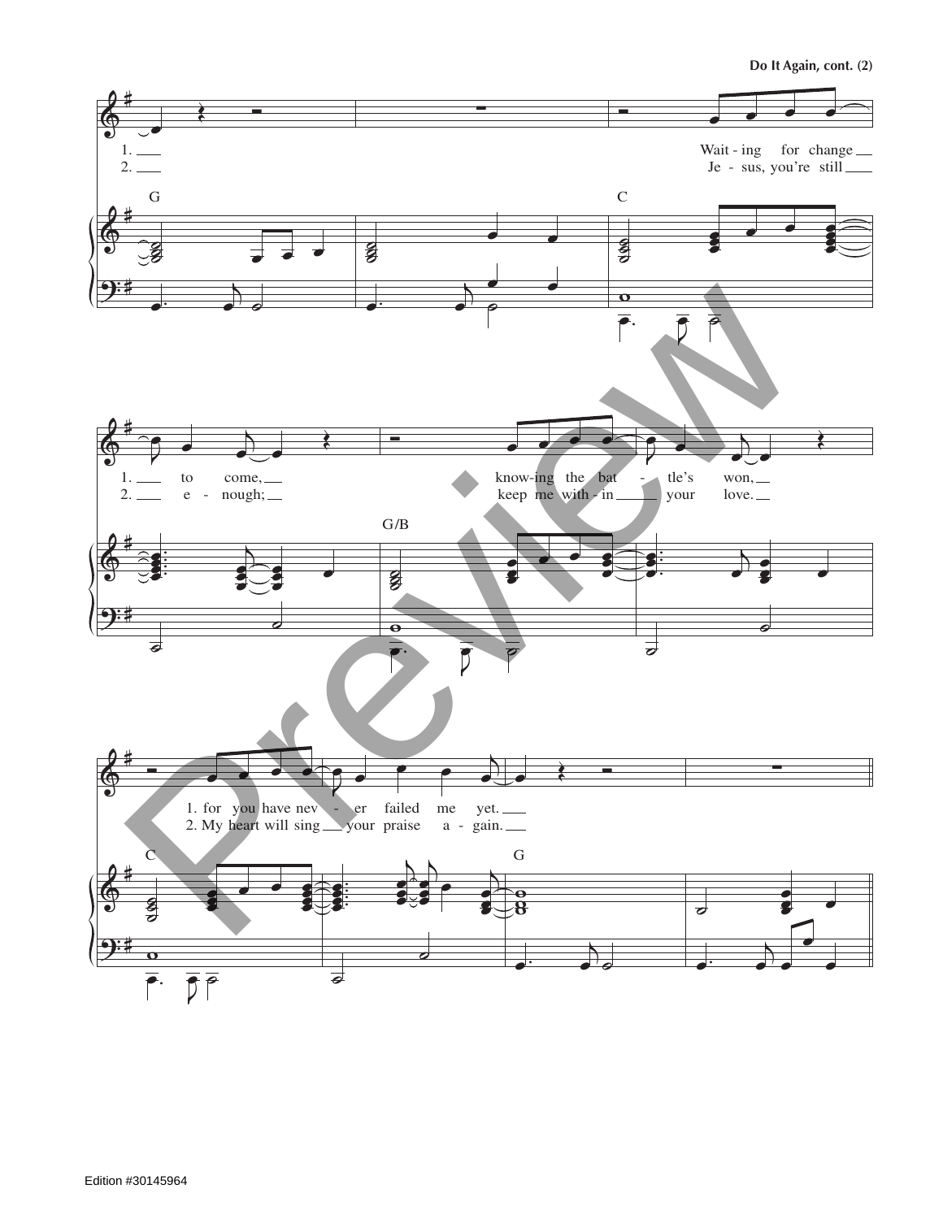1. Waiting for change to come, knowing the battle's won,
2. Jesus, you're still enough; keep me within your love.

1. for you have never failed me yet.
2. My heart will sing your praise again.

G C G/B C G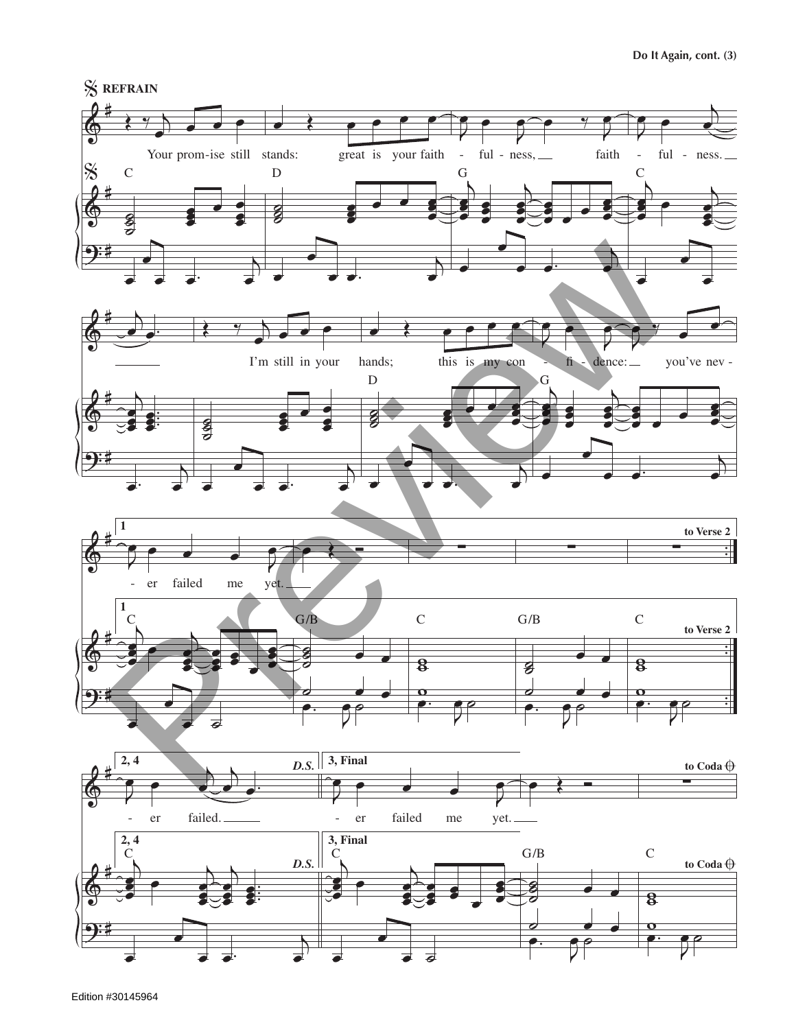REFRAIN

Your prom-ise still stands: great is your faith - ful - ness, faith - ful - ness.

C D G C

I'm still in your hands; this is my con - fi - dence: you've nev -

D G

**1**

- er failed me yet.

C G/B C G/B C

to Verse 2

**2, 4**

- er failed.

C

*D.S.*

**3, Final**

- er failed me yet.

C G/B C

to Coda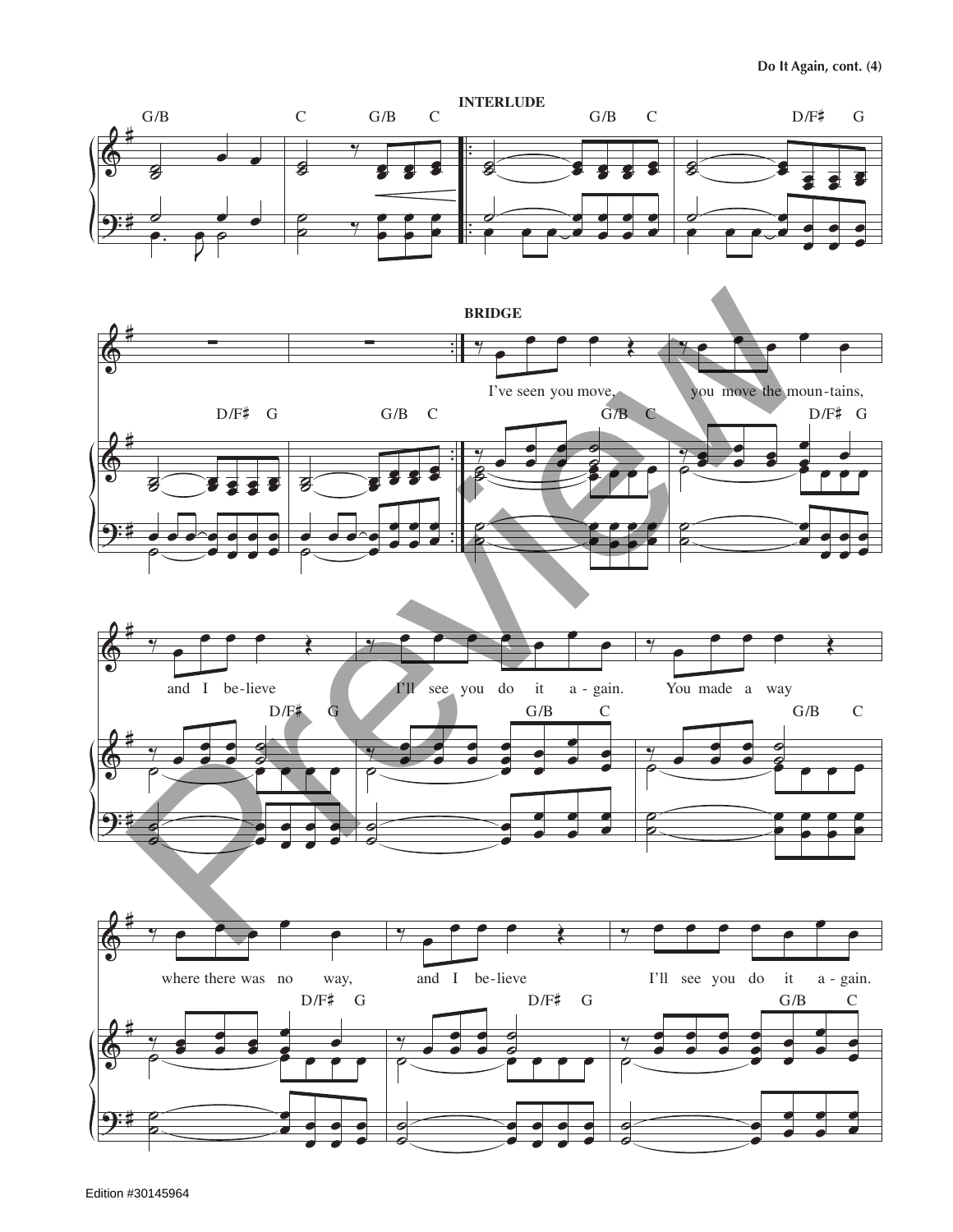INTERLUDE

G/B C G/B C G/B C D/F♯ G

D/F♯ G G/B C

BRIDGE

G/B C D/F♯ G

I've seen you move, you move the moun-tains,

D/F♯ G G/B C G/B C

and I be-lieve I'll see you do it a-gain. You made a way

D/F♯ G D/F♯ G G/B C

where there was no way, and I be-lieve I'll see you do it a-gain.

Edition #30145964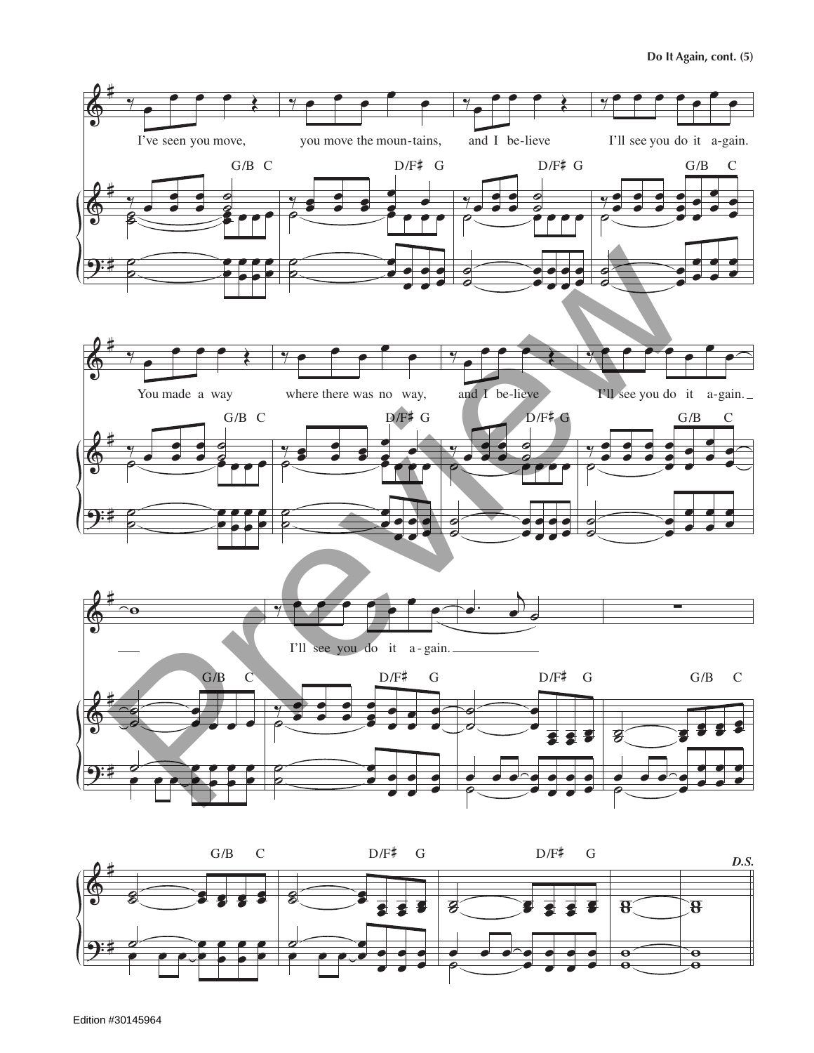I've seen you move, you move the moun-tains, and I be-lieve I'll see you do it a-gain.

G/B C D/F♯ G D/F♯ G G/B C

You made a way where there was no way, and I be-lieve I'll see you do it a-gain.

G/B C D/F♯ G D/F♯ G G/B C

I'll see you do it a-gain.

G/B C D/F♯ G D/F♯ G G/B C

G/B C D/F♯ G D/F♯ G

*D.S.*

Edition #30145964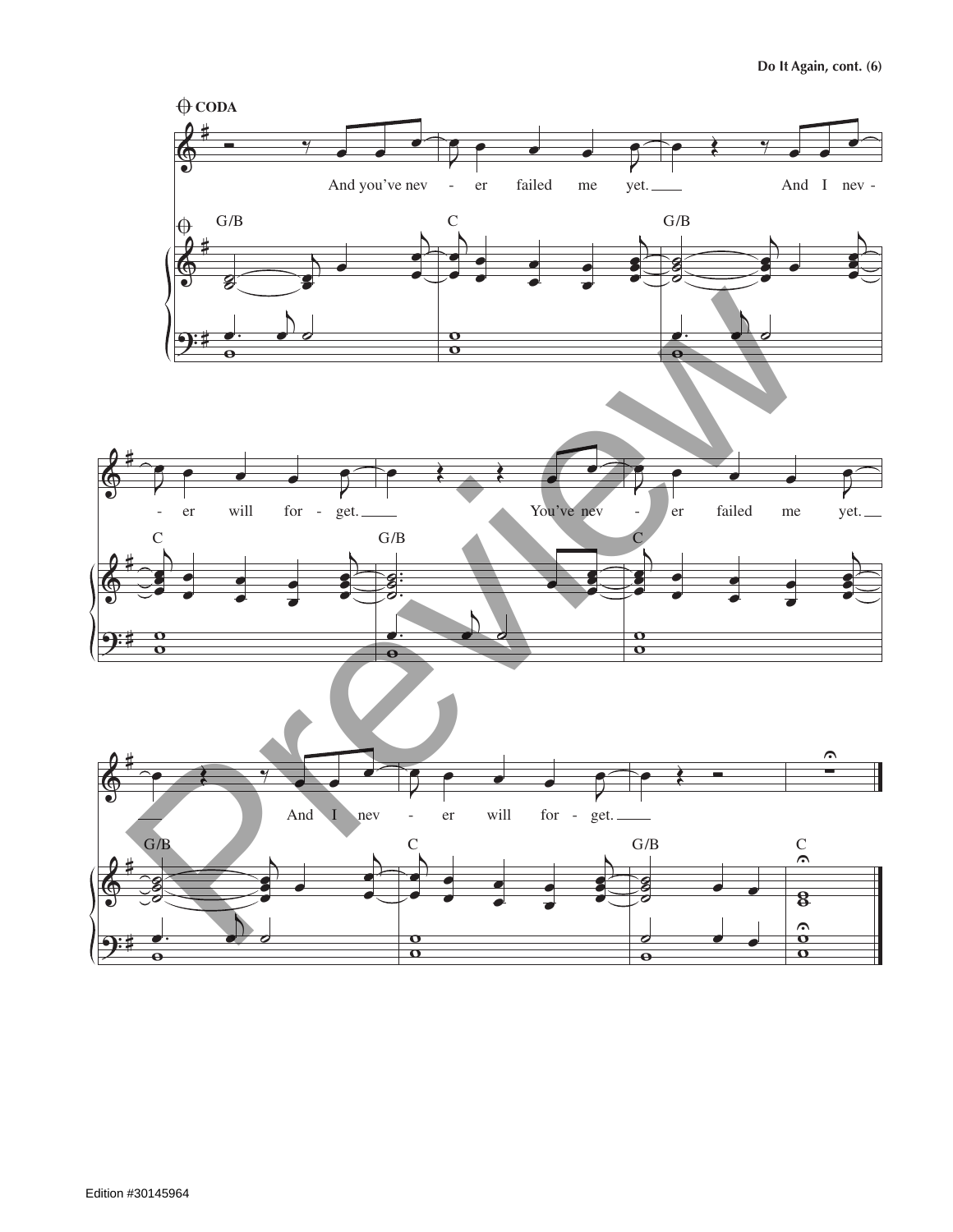CODA

And you've nev - er failed me yet. And I nev - er will for - get. You've nev - er failed me yet. And I nev - er will for - get.

G/B C G/B C G/B C G/B C G/B C

Edition #30145964